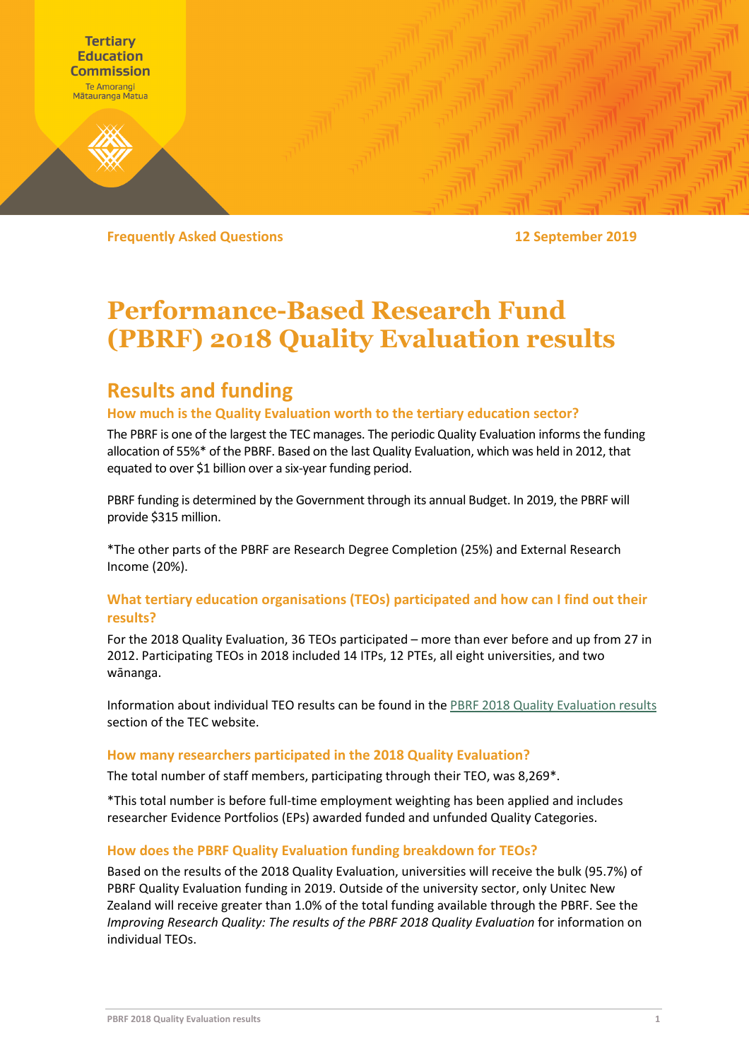Tertiary Education Commission

Te Amorangi Mātauranga Matua

**Frequently Asked Questions** **12 September 2019**

# Performance-Based Research Fund (PBRF) 2018 Quality Evaluation results

## Results and funding

### How much is the Quality Evaluation worth to the tertiary education sector?

The PBRF is one of the largest the TEC manages. The periodic Quality Evaluation informs the funding allocation of 55%* of the PBRF. Based on the last Quality Evaluation, which was held in 2012, that equated to over $1 billion over a six-year funding period.

PBRF funding is determined by the Government through its annual Budget. In 2019, the PBRF will provide $315 million.

*The other parts of the PBRF are Research Degree Completion (25%) and External Research Income (20%).

### What tertiary education organisations (TEOs) participated and how can I find out their results?

For the 2018 Quality Evaluation, 36 TEOs participated – more than ever before and up from 27 in 2012. Participating TEOs in 2018 included 14 ITPs, 12 PTEs, all eight universities, and two wānanga.

Information about individual TEO results can be found in the PBRF 2018 Quality Evaluation results section of the TEC website.

### How many researchers participated in the 2018 Quality Evaluation?

The total number of staff members, participating through their TEO, was 8,269*.

*This total number is before full-time employment weighting has been applied and includes researcher Evidence Portfolios (EPs) awarded funded and unfunded Quality Categories.

### How does the PBRF Quality Evaluation funding breakdown for TEOs?

Based on the results of the 2018 Quality Evaluation, universities will receive the bulk (95.7%) of PBRF Quality Evaluation funding in 2019. Outside of the university sector, only Unitec New Zealand will receive greater than 1.0% of the total funding available through the PBRF. See the *Improving Research Quality: The results of the PBRF 2018 Quality Evaluation* for information on individual TEOs.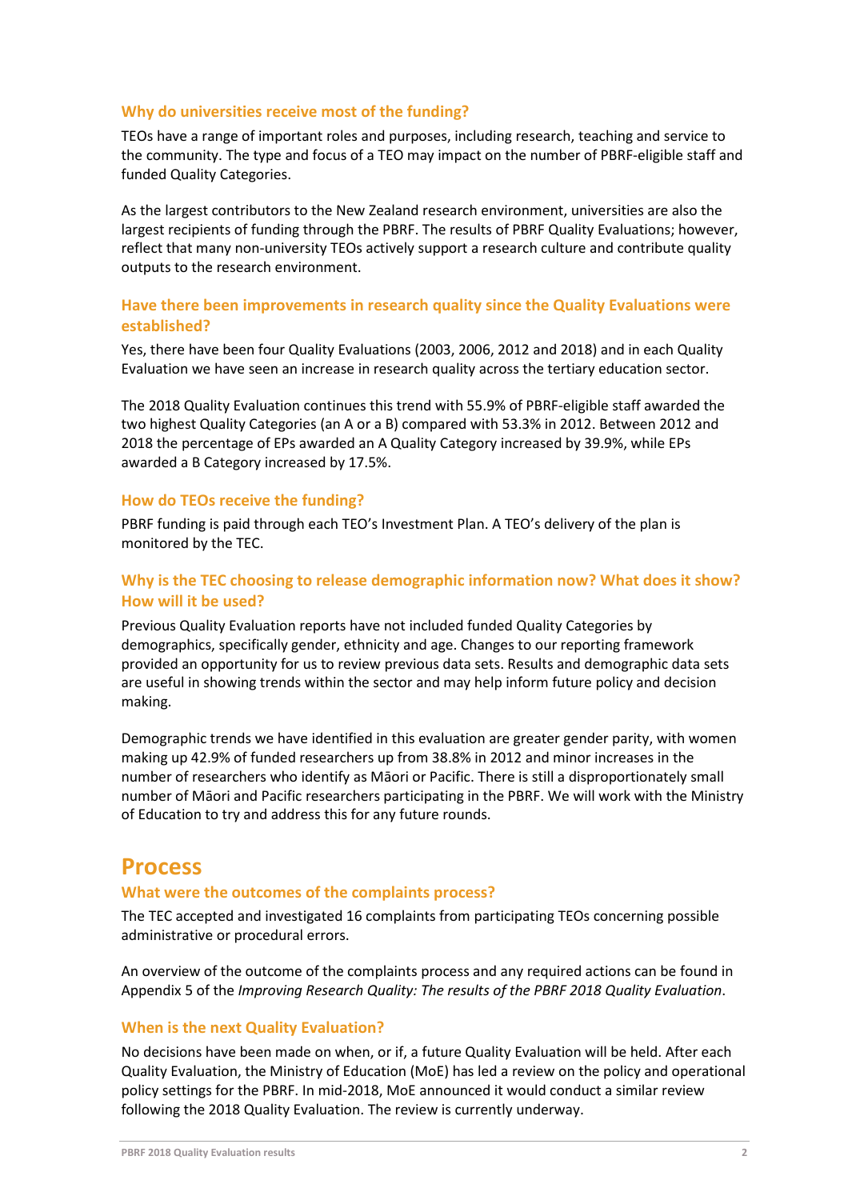### Why do universities receive most of the funding?

TEOs have a range of important roles and purposes, including research, teaching and service to the community. The type and focus of a TEO may impact on the number of PBRF-eligible staff and funded Quality Categories.

As the largest contributors to the New Zealand research environment, universities are also the largest recipients of funding through the PBRF. The results of PBRF Quality Evaluations; however, reflect that many non-university TEOs actively support a research culture and contribute quality outputs to the research environment.

### Have there been improvements in research quality since the Quality Evaluations were established?

Yes, there have been four Quality Evaluations (2003, 2006, 2012 and 2018) and in each Quality Evaluation we have seen an increase in research quality across the tertiary education sector.

The 2018 Quality Evaluation continues this trend with 55.9% of PBRF-eligible staff awarded the two highest Quality Categories (an A or a B) compared with 53.3% in 2012. Between 2012 and 2018 the percentage of EPs awarded an A Quality Category increased by 39.9%, while EPs awarded a B Category increased by 17.5%.

### How do TEOs receive the funding?

PBRF funding is paid through each TEO's Investment Plan. A TEO's delivery of the plan is monitored by the TEC.

### Why is the TEC choosing to release demographic information now? What does it show? How will it be used?

Previous Quality Evaluation reports have not included funded Quality Categories by demographics, specifically gender, ethnicity and age. Changes to our reporting framework provided an opportunity for us to review previous data sets. Results and demographic data sets are useful in showing trends within the sector and may help inform future policy and decision making.

Demographic trends we have identified in this evaluation are greater gender parity, with women making up 42.9% of funded researchers up from 38.8% in 2012 and minor increases in the number of researchers who identify as Māori or Pacific. There is still a disproportionately small number of Māori and Pacific researchers participating in the PBRF. We will work with the Ministry of Education to try and address this for any future rounds.

## Process

### What were the outcomes of the complaints process?

The TEC accepted and investigated 16 complaints from participating TEOs concerning possible administrative or procedural errors.

An overview of the outcome of the complaints process and any required actions can be found in Appendix 5 of the *Improving Research Quality: The results of the PBRF 2018 Quality Evaluation*.

### When is the next Quality Evaluation?

No decisions have been made on when, or if, a future Quality Evaluation will be held. After each Quality Evaluation, the Ministry of Education (MoE) has led a review on the policy and operational policy settings for the PBRF. In mid-2018, MoE announced it would conduct a similar review following the 2018 Quality Evaluation. The review is currently underway.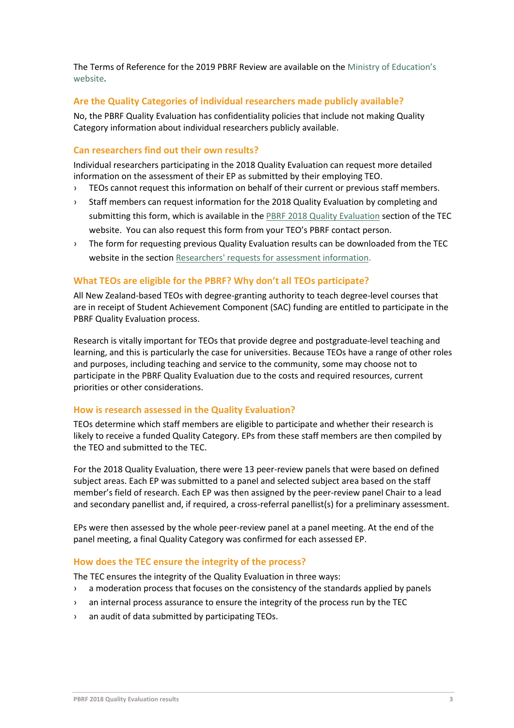The Terms of Reference for the 2019 PBRF Review are available on the Ministry of Education's website.

### Are the Quality Categories of individual researchers made publicly available?

No, the PBRF Quality Evaluation has confidentiality policies that include not making Quality Category information about individual researchers publicly available.

### Can researchers find out their own results?

Individual researchers participating in the 2018 Quality Evaluation can request more detailed information on the assessment of their EP as submitted by their employing TEO.

- TEOs cannot request this information on behalf of their current or previous staff members.
- Staff members can request information for the 2018 Quality Evaluation by completing and submitting this form, which is available in the PBRF 2018 Quality Evaluation section of the TEC website. You can also request this form from your TEO's PBRF contact person.
- The form for requesting previous Quality Evaluation results can be downloaded from the TEC website in the section Researchers' requests for assessment information.

### What TEOs are eligible for the PBRF? Why don't all TEOs participate?

All New Zealand-based TEOs with degree-granting authority to teach degree-level courses that are in receipt of Student Achievement Component (SAC) funding are entitled to participate in the PBRF Quality Evaluation process.

Research is vitally important for TEOs that provide degree and postgraduate-level teaching and learning, and this is particularly the case for universities. Because TEOs have a range of other roles and purposes, including teaching and service to the community, some may choose not to participate in the PBRF Quality Evaluation due to the costs and required resources, current priorities or other considerations.

### How is research assessed in the Quality Evaluation?

TEOs determine which staff members are eligible to participate and whether their research is likely to receive a funded Quality Category. EPs from these staff members are then compiled by the TEO and submitted to the TEC.

For the 2018 Quality Evaluation, there were 13 peer-review panels that were based on defined subject areas. Each EP was submitted to a panel and selected subject area based on the staff member's field of research. Each EP was then assigned by the peer-review panel Chair to a lead and secondary panellist and, if required, a cross-referral panellist(s) for a preliminary assessment.

EPs were then assessed by the whole peer-review panel at a panel meeting. At the end of the panel meeting, a final Quality Category was confirmed for each assessed EP.

### How does the TEC ensure the integrity of the process?

The TEC ensures the integrity of the Quality Evaluation in three ways:

- a moderation process that focuses on the consistency of the standards applied by panels
- an internal process assurance to ensure the integrity of the process run by the TEC
- an audit of data submitted by participating TEOs.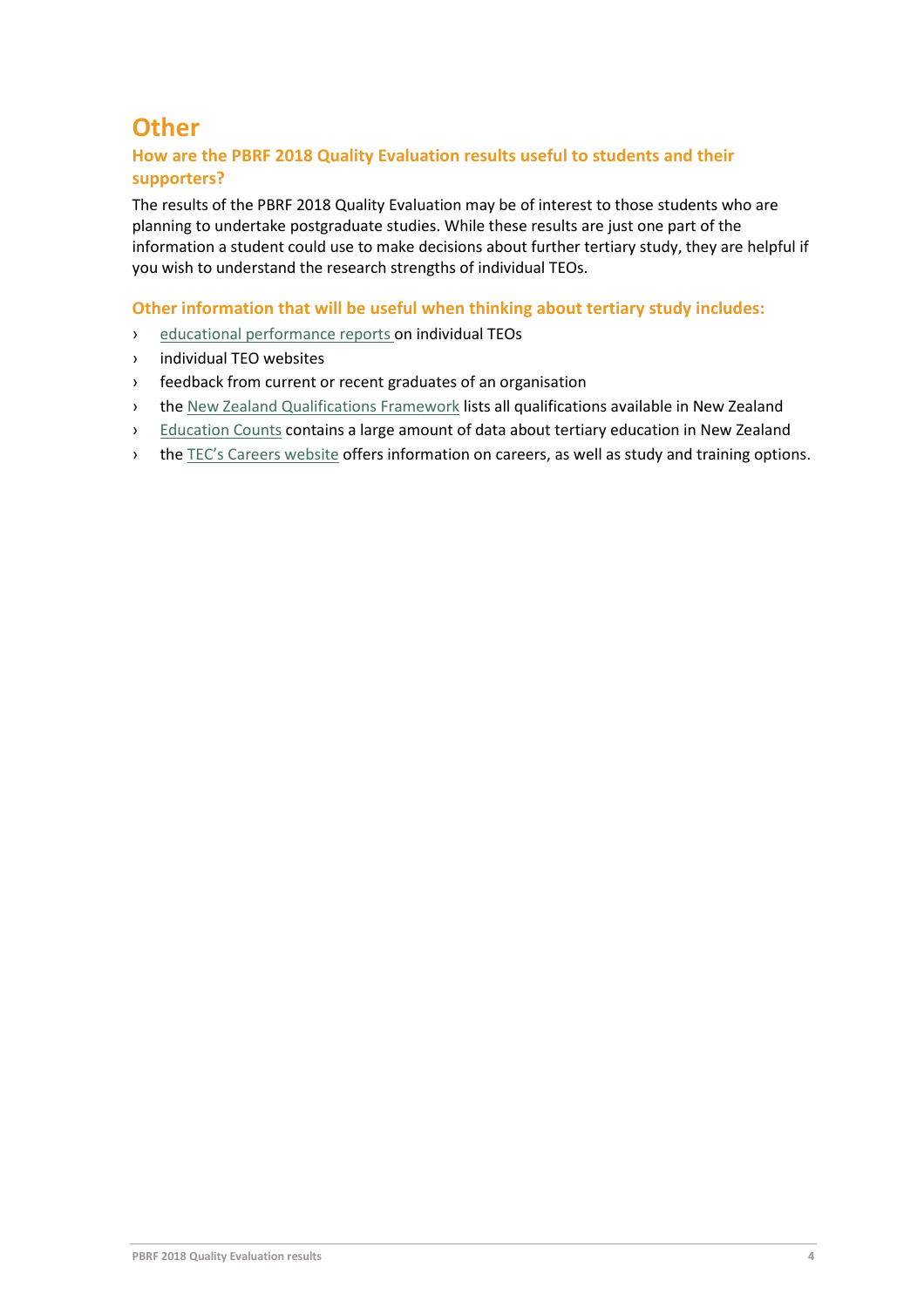# Other

## How are the PBRF 2018 Quality Evaluation results useful to students and their supporters?

The results of the PBRF 2018 Quality Evaluation may be of interest to those students who are planning to undertake postgraduate studies. While these results are just one part of the information a student could use to make decisions about further tertiary study, they are helpful if you wish to understand the research strengths of individual TEOs.

### Other information that will be useful when thinking about tertiary study includes:

- educational performance reports on individual TEOs
- individual TEO websites
- feedback from current or recent graduates of an organisation
- the New Zealand Qualifications Framework lists all qualifications available in New Zealand
- Education Counts contains a large amount of data about tertiary education in New Zealand
- the TEC's Careers website offers information on careers, as well as study and training options.